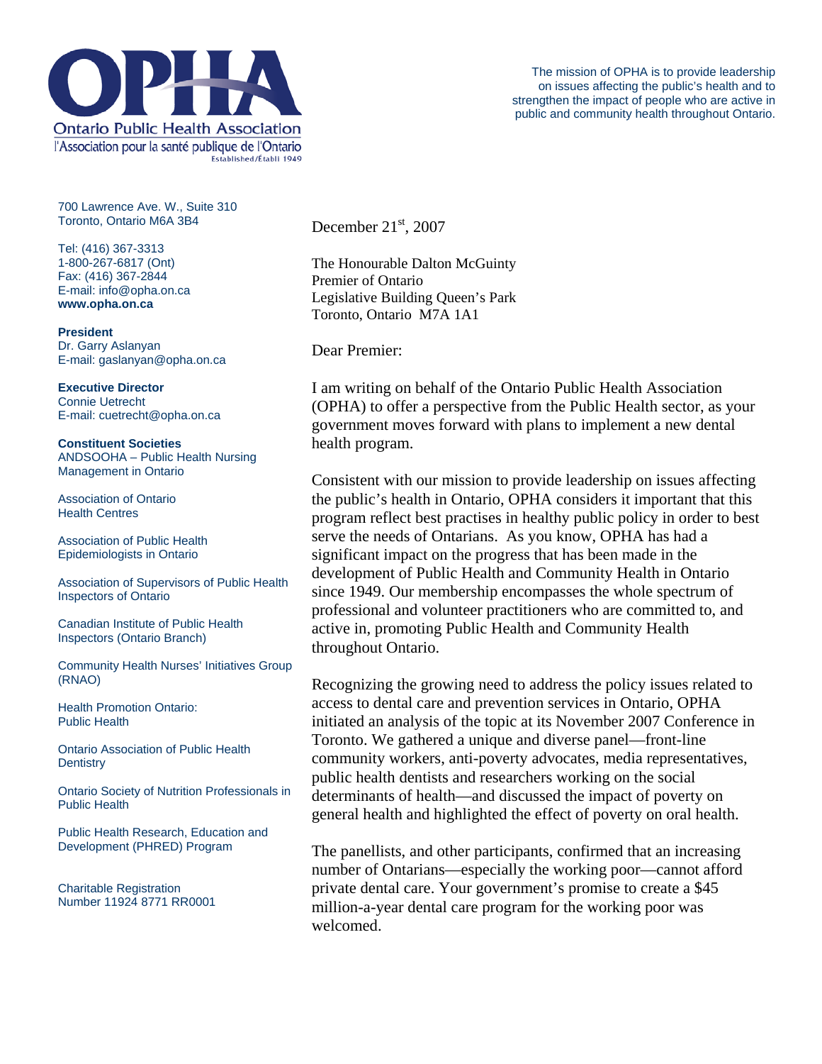**OPHA**

Ontario Public Health Association

l'Association pour la santé publique de l'Ontario

Established/Établi 1949

The mission of OPHA is to provide leadership on issues affecting the public's health and to strengthen the impact of people who are active in public and community health throughout Ontario.

700 Lawrence Ave. W., Suite 310
Toronto, Ontario M6A 3B4

Tel: (416) 367-3313
1-800-267-6817 (Ont)
Fax: (416) 367-2844
E-mail: info@opha.on.ca
**www.opha.on.ca**

**President**
Dr. Garry Aslanyan
E-mail: gaslanyan@opha.on.ca

**Executive Director**
Connie Uetrecht
E-mail: cuetrecht@opha.on.ca

**Constituent Societies**
ANDSOOHA – Public Health Nursing Management in Ontario

Association of Ontario Health Centres

Association of Public Health Epidemiologists in Ontario

Association of Supervisors of Public Health Inspectors of Ontario

Canadian Institute of Public Health Inspectors (Ontario Branch)

Community Health Nurses' Initiatives Group (RNAO)

Health Promotion Ontario: Public Health

Ontario Association of Public Health Dentistry

Ontario Society of Nutrition Professionals in Public Health

Public Health Research, Education and Development (PHRED) Program

Charitable Registration Number 11924 8771 RR0001

December 21st, 2007

The Honourable Dalton McGuinty
Premier of Ontario
Legislative Building Queen's Park
Toronto, Ontario M7A 1A1

Dear Premier:

I am writing on behalf of the Ontario Public Health Association (OPHA) to offer a perspective from the Public Health sector, as your government moves forward with plans to implement a new dental health program.

Consistent with our mission to provide leadership on issues affecting the public's health in Ontario, OPHA considers it important that this program reflect best practises in healthy public policy in order to best serve the needs of Ontarians. As you know, OPHA has had a significant impact on the progress that has been made in the development of Public Health and Community Health in Ontario since 1949. Our membership encompasses the whole spectrum of professional and volunteer practitioners who are committed to, and active in, promoting Public Health and Community Health throughout Ontario.

Recognizing the growing need to address the policy issues related to access to dental care and prevention services in Ontario, OPHA initiated an analysis of the topic at its November 2007 Conference in Toronto. We gathered a unique and diverse panel—front-line community workers, anti-poverty advocates, media representatives, public health dentists and researchers working on the social determinants of health—and discussed the impact of poverty on general health and highlighted the effect of poverty on oral health.

The panellists, and other participants, confirmed that an increasing number of Ontarians—especially the working poor—cannot afford private dental care. Your government's promise to create a $45 million-a-year dental care program for the working poor was welcomed.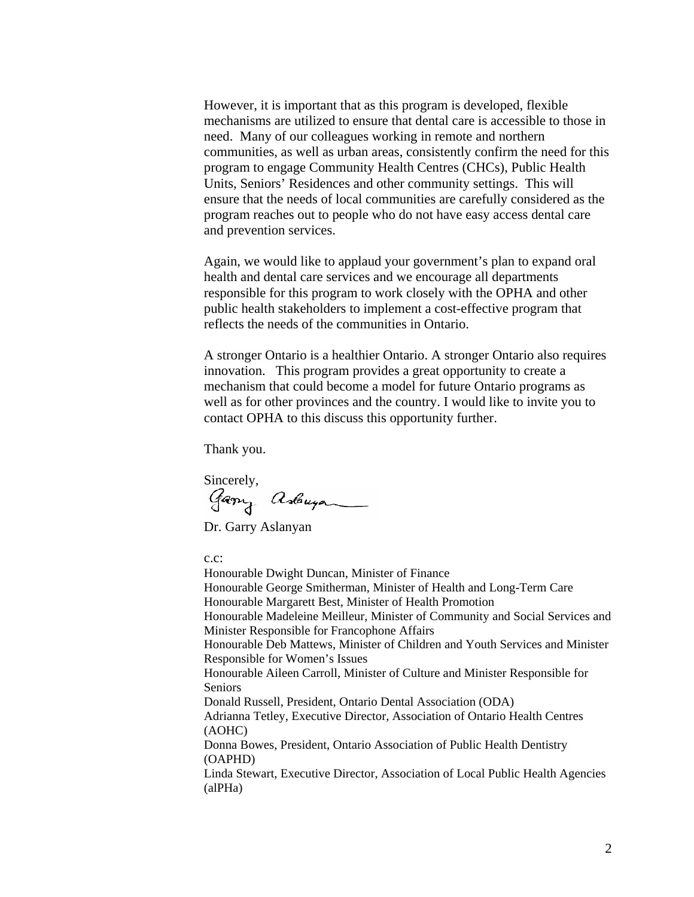However, it is important that as this program is developed, flexible mechanisms are utilized to ensure that dental care is accessible to those in need. Many of our colleagues working in remote and northern communities, as well as urban areas, consistently confirm the need for this program to engage Community Health Centres (CHCs), Public Health Units, Seniors' Residences and other community settings. This will ensure that the needs of local communities are carefully considered as the program reaches out to people who do not have easy access dental care and prevention services.

Again, we would like to applaud your government's plan to expand oral health and dental care services and we encourage all departments responsible for this program to work closely with the OPHA and other public health stakeholders to implement a cost-effective program that reflects the needs of the communities in Ontario.

A stronger Ontario is a healthier Ontario. A stronger Ontario also requires innovation. This program provides a great opportunity to create a mechanism that could become a model for future Ontario programs as well as for other provinces and the country. I would like to invite you to contact OPHA to this discuss this opportunity further.

Thank you.

Sincerely,

Dr. Garry Aslanyan

c.c:
Honourable Dwight Duncan, Minister of Finance
Honourable George Smitherman, Minister of Health and Long-Term Care
Honourable Margarett Best, Minister of Health Promotion
Honourable Madeleine Meilleur, Minister of Community and Social Services and Minister Responsible for Francophone Affairs
Honourable Deb Mattews, Minister of Children and Youth Services and Minister Responsible for Women's Issues
Honourable Aileen Carroll, Minister of Culture and Minister Responsible for Seniors
Donald Russell, President, Ontario Dental Association (ODA)
Adrianna Tetley, Executive Director, Association of Ontario Health Centres (AOHC)
Donna Bowes, President, Ontario Association of Public Health Dentistry (OAPHD)
Linda Stewart, Executive Director, Association of Local Public Health Agencies (alPHa)